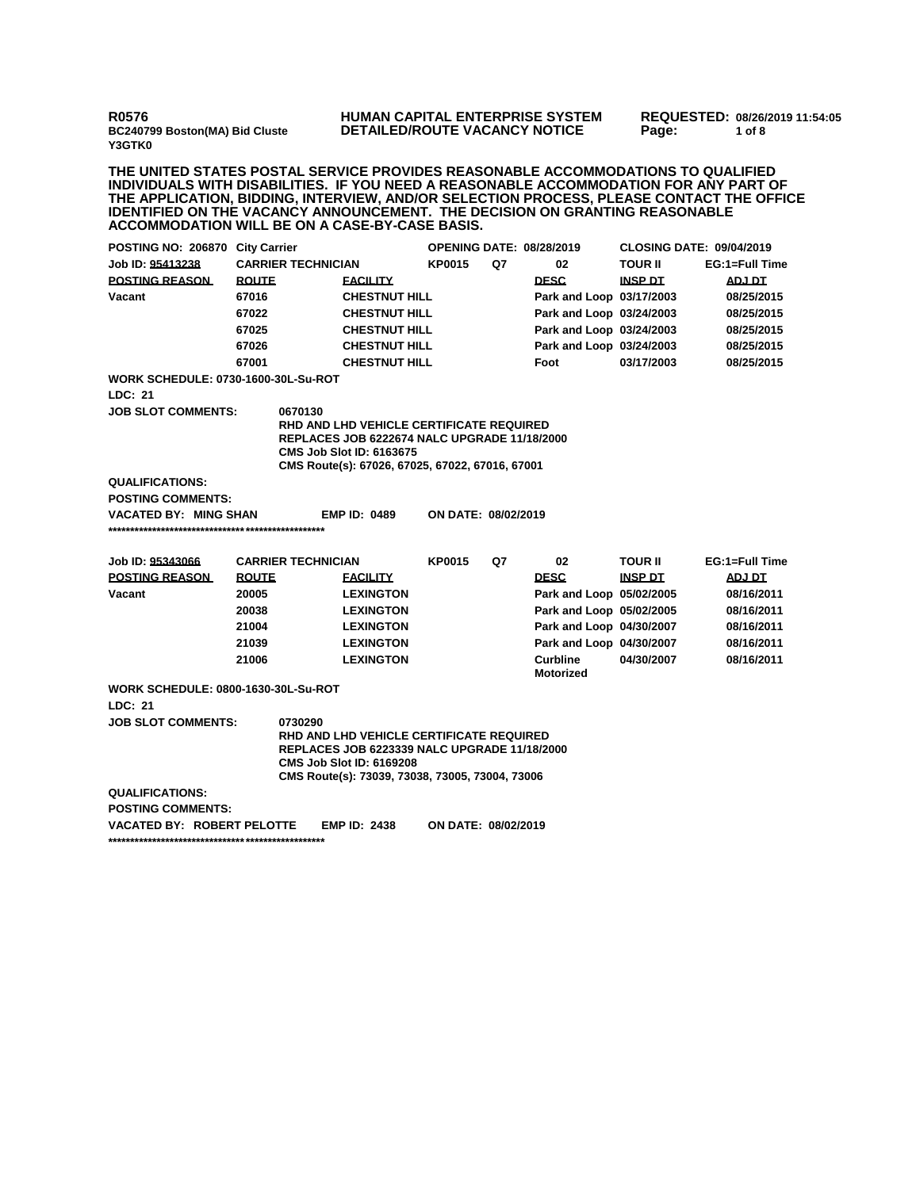**R0576** **HUMAN CAPITAL ENTERPRISE SYSTEM** **REQUESTED: 08/26/2019 11:54:05**
**BC240799 Boston(MA) Bid Cluste** **DETAILED/ROUTE VACANCY NOTICE**
**Y3GTK0**

**THE UNITED STATES POSTAL SERVICE PROVIDES REASONABLE ACCOMMODATIONS TO QUALIFIED INDIVIDUALS WITH DISABILITIES. IF YOU NEED A REASONABLE ACCOMMODATION FOR ANY PART OF THE APPLICATION, BIDDING, INTERVIEW, AND/OR SELECTION PROCESS, PLEASE CONTACT THE OFFICE IDENTIFIED ON THE VACANCY ANNOUNCEMENT. THE DECISION ON GRANTING REASONABLE ACCOMMODATION WILL BE ON A CASE-BY-CASE BASIS.**

**POSTING NO: 206870 City Carrier** **OPENING DATE: 08/28/2019** **CLOSING DATE: 09/04/2019**

| Job ID: 95413238 | CARRIER TECHNICIAN | KP0015 | Q7 | 02 | TOUR II | EG:1=Full Time |
|---|---|---|---|---|---|---|
| **POSTING REASON** | **ROUTE** | **FACILITY** | | **DESC** | **INSP DT** | **ADJ DT** |
| Vacant | 67016 | CHESTNUT HILL | | Park and Loop | 03/17/2003 | 08/25/2015 |
| | 67022 | CHESTNUT HILL | | Park and Loop | 03/24/2003 | 08/25/2015 |
| | 67025 | CHESTNUT HILL | | Park and Loop | 03/24/2003 | 08/25/2015 |
| | 67026 | CHESTNUT HILL | | Park and Loop | 03/24/2003 | 08/25/2015 |
| | 67001 | CHESTNUT HILL | | Foot | 03/17/2003 | 08/25/2015 |

**WORK SCHEDULE: 0730-1600-30L-Su-ROT**

**LDC: 21**

**JOB SLOT COMMENTS:** 0670130
RHD AND LHD VEHICLE CERTIFICATE REQUIRED
REPLACES JOB 6222674 NALC UPGRADE 11/18/2000
CMS Job Slot ID: 6163675
CMS Route(s): 67026, 67025, 67022, 67016, 67001

**QUALIFICATIONS:**

**POSTING COMMENTS:**

**VACATED BY: MING SHAN** **EMP ID: 0489** **ON DATE: 08/02/2019**

**************************************************

| Job ID: 95343066 | CARRIER TECHNICIAN | KP0015 | Q7 | 02 | TOUR II | EG:1=Full Time |
|---|---|---|---|---|---|---|
| **POSTING REASON** | **ROUTE** | **FACILITY** | | **DESC** | **INSP DT** | **ADJ DT** |
| Vacant | 20005 | LEXINGTON | | Park and Loop | 05/02/2005 | 08/16/2011 |
| | 20038 | LEXINGTON | | Park and Loop | 05/02/2005 | 08/16/2011 |
| | 21004 | LEXINGTON | | Park and Loop | 04/30/2007 | 08/16/2011 |
| | 21039 | LEXINGTON | | Park and Loop | 04/30/2007 | 08/16/2011 |
| | 21006 | LEXINGTON | | Curbline Motorized | 04/30/2007 | 08/16/2011 |

**WORK SCHEDULE: 0800-1630-30L-Su-ROT**

**LDC: 21**

**JOB SLOT COMMENTS:** 0730290
RHD AND LHD VEHICLE CERTIFICATE REQUIRED
REPLACES JOB 6223339 NALC UPGRADE 11/18/2000
CMS Job Slot ID: 6169208
CMS Route(s): 73039, 73038, 73005, 73004, 73006

**QUALIFICATIONS:**

**POSTING COMMENTS:**

**VACATED BY: ROBERT PELOTTE** **EMP ID: 2438** **ON DATE: 08/02/2019**

**************************************************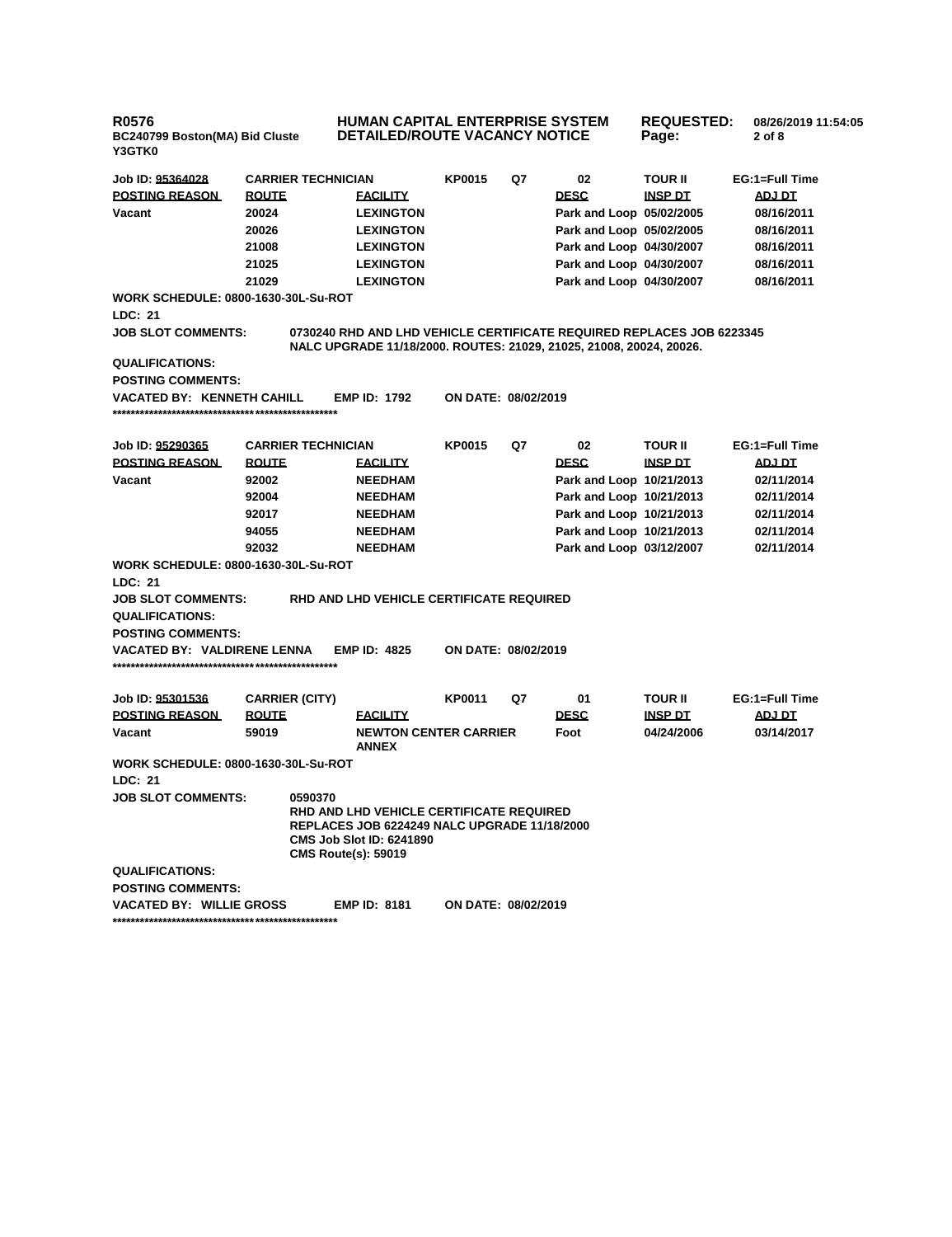**R0576** | **HUMAN CAPITAL ENTERPRISE SYSTEM** | **REQUESTED:** 08/26/2019 11:54:05
**BC240799 Boston(MA) Bid Cluste** | **DETAILED/ROUTE VACANCY NOTICE** | **Page:** 2 of 8
**Y3GTK0**

| Job ID: 95364028 | CARRIER TECHNICIAN | | KP0015 | Q7 | 02 | TOUR II | EG:1=Full Time |
|---|---|---|---|---|---|---|---|
| **POSTING REASON** | **ROUTE** | **FACILITY** | | | **DESC** | **INSP DT** | **ADJ DT** |
| Vacant | 20024 | LEXINGTON | | | Park and Loop | 05/02/2005 | 08/16/2011 |
| | 20026 | LEXINGTON | | | Park and Loop | 05/02/2005 | 08/16/2011 |
| | 21008 | LEXINGTON | | | Park and Loop | 04/30/2007 | 08/16/2011 |
| | 21025 | LEXINGTON | | | Park and Loop | 04/30/2007 | 08/16/2011 |
| | 21029 | LEXINGTON | | | Park and Loop | 04/30/2007 | 08/16/2011 |

**WORK SCHEDULE:** 0800-1630-30L-Su-ROT

**LDC:** 21

**JOB SLOT COMMENTS:** 0730240 RHD AND LHD VEHICLE CERTIFICATE REQUIRED REPLACES JOB 6223345 NALC UPGRADE 11/18/2000. ROUTES: 21029, 21025, 21008, 20024, 20026.

**QUALIFICATIONS:**

**POSTING COMMENTS:**

**VACATED BY:** KENNETH CAHILL **EMP ID:** 1792 **ON DATE:** 08/02/2019

**************************************************

| Job ID: 95290365 | CARRIER TECHNICIAN | | KP0015 | Q7 | 02 | TOUR II | EG:1=Full Time |
|---|---|---|---|---|---|---|---|
| **POSTING REASON** | **ROUTE** | **FACILITY** | | | **DESC** | **INSP DT** | **ADJ DT** |
| Vacant | 92002 | NEEDHAM | | | Park and Loop | 10/21/2013 | 02/11/2014 |
| | 92004 | NEEDHAM | | | Park and Loop | 10/21/2013 | 02/11/2014 |
| | 92017 | NEEDHAM | | | Park and Loop | 10/21/2013 | 02/11/2014 |
| | 94055 | NEEDHAM | | | Park and Loop | 10/21/2013 | 02/11/2014 |
| | 92032 | NEEDHAM | | | Park and Loop | 03/12/2007 | 02/11/2014 |

**WORK SCHEDULE:** 0800-1630-30L-Su-ROT

**LDC:** 21

**JOB SLOT COMMENTS:** RHD AND LHD VEHICLE CERTIFICATE REQUIRED

**QUALIFICATIONS:**

**POSTING COMMENTS:**

**VACATED BY:** VALDIRENE LENNA **EMP ID:** 4825 **ON DATE:** 08/02/2019

**************************************************

| Job ID: 95301536 | CARRIER (CITY) | | KP0011 | Q7 | 01 | TOUR II | EG:1=Full Time |
|---|---|---|---|---|---|---|---|
| **POSTING REASON** | **ROUTE** | **FACILITY** | | | **DESC** | **INSP DT** | **ADJ DT** |
| Vacant | 59019 | NEWTON CENTER CARRIER ANNEX | | | Foot | 04/24/2006 | 03/14/2017 |

**WORK SCHEDULE:** 0800-1630-30L-Su-ROT

**LDC:** 21

**JOB SLOT COMMENTS:** 0590370
RHD AND LHD VEHICLE CERTIFICATE REQUIRED
REPLACES JOB 6224249 NALC UPGRADE 11/18/2000
CMS Job Slot ID: 6241890
CMS Route(s): 59019

**QUALIFICATIONS:**

**POSTING COMMENTS:**

**VACATED BY:** WILLIE GROSS **EMP ID:** 8181 **ON DATE:** 08/02/2019

**************************************************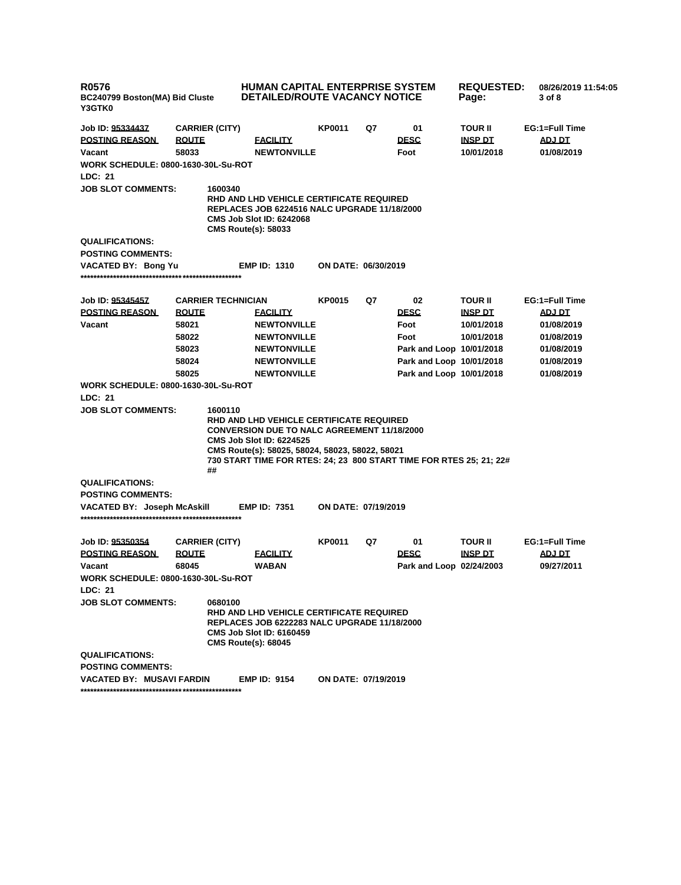**R0576** **HUMAN CAPITAL ENTERPRISE SYSTEM** **REQUESTED:** 08/26/2019 11:54:05
**BC240799 Boston(MA) Bid Cluste** **DETAILED/ROUTE VACANCY NOTICE**
**Y3GTK0**

**Job ID: 95334437** **CARRIER (CITY)** **KP0011** **Q7** **01** **TOUR II** **EG:1=Full Time**

| POSTING REASON | ROUTE | FACILITY | DESC | INSP DT | ADJ DT |
|---|---|---|---|---|---|
| Vacant | 58033 | NEWTONVILLE | Foot | 10/01/2018 | 01/08/2019 |

**WORK SCHEDULE: 0800-1630-30L-Su-ROT**

**LDC: 21**

**JOB SLOT COMMENTS:** 1600340
RHD AND LHD VEHICLE CERTIFICATE REQUIRED
REPLACES JOB 6224516 NALC UPGRADE 11/18/2000
CMS Job Slot ID: 6242068
CMS Route(s): 58033

**QUALIFICATIONS:**

**POSTING COMMENTS:**

**VACATED BY: Bong Yu** **EMP ID: 1310** **ON DATE: 06/30/2019**

***************************************************

**Job ID: 95345457** **CARRIER TECHNICIAN** **KP0015** **Q7** **02** **TOUR II** **EG:1=Full Time**

| POSTING REASON | ROUTE | FACILITY | DESC | INSP DT | ADJ DT |
|---|---|---|---|---|---|
| Vacant | 58021 | NEWTONVILLE | Foot | 10/01/2018 | 01/08/2019 |
| | 58022 | NEWTONVILLE | Foot | 10/01/2018 | 01/08/2019 |
| | 58023 | NEWTONVILLE | Park and Loop | 10/01/2018 | 01/08/2019 |
| | 58024 | NEWTONVILLE | Park and Loop | 10/01/2018 | 01/08/2019 |
| | 58025 | NEWTONVILLE | Park and Loop | 10/01/2018 | 01/08/2019 |

**WORK SCHEDULE: 0800-1630-30L-Su-ROT**

**LDC: 21**

**JOB SLOT COMMENTS:** 1600110
RHD AND LHD VEHICLE CERTIFICATE REQUIRED
CONVERSION DUE TO NALC AGREEMENT 11/18/2000
CMS Job Slot ID: 6224525
CMS Route(s): 58025, 58024, 58023, 58022, 58021
730 START TIME FOR RTES: 24; 23 800 START TIME FOR RTES 25; 21; 22#
##

**QUALIFICATIONS:**

**POSTING COMMENTS:**

**VACATED BY: Joseph McAskill** **EMP ID: 7351** **ON DATE: 07/19/2019**

***************************************************

**Job ID: 95350354** **CARRIER (CITY)** **KP0011** **Q7** **01** **TOUR II** **EG:1=Full Time**

| POSTING REASON | ROUTE | FACILITY | DESC | INSP DT | ADJ DT |
|---|---|---|---|---|---|
| Vacant | 68045 | WABAN | Park and Loop | 02/24/2003 | 09/27/2011 |

**WORK SCHEDULE: 0800-1630-30L-Su-ROT**

**LDC: 21**

**JOB SLOT COMMENTS:** 0680100
RHD AND LHD VEHICLE CERTIFICATE REQUIRED
REPLACES JOB 6222283 NALC UPGRADE 11/18/2000
CMS Job Slot ID: 6160459
CMS Route(s): 68045

**QUALIFICATIONS:**

**POSTING COMMENTS:**

**VACATED BY: MUSAVI FARDIN** **EMP ID: 9154** **ON DATE: 07/19/2019**

***************************************************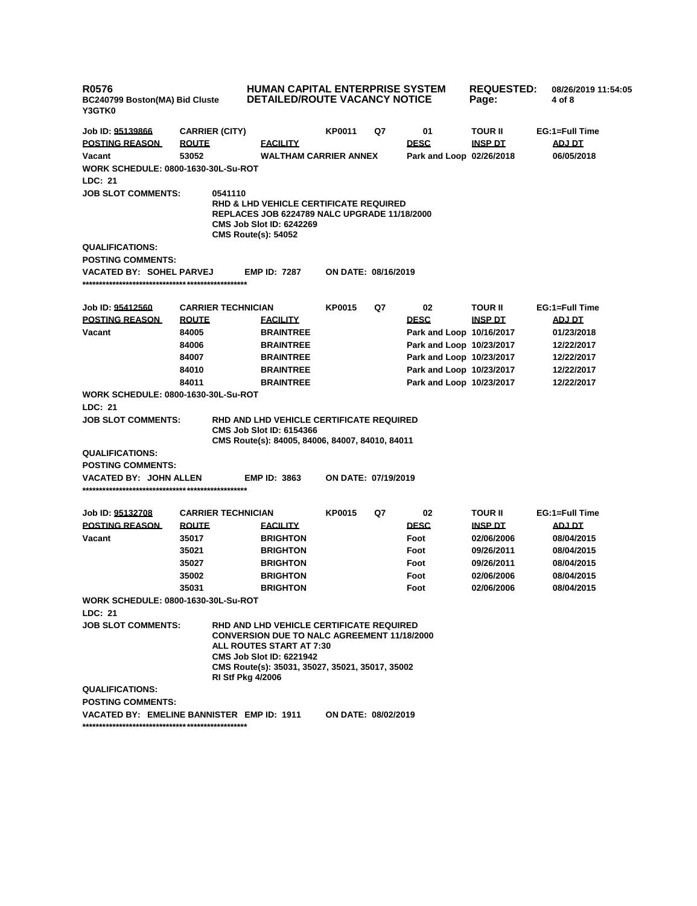**R0576** | **HUMAN CAPITAL ENTERPRISE SYSTEM** | **REQUESTED:** 08/26/2019 11:54:05
**BC240799 Boston(MA) Bid Cluste** | **DETAILED/ROUTE VACANCY NOTICE**
**Y3GTK0**

| Job ID: 95139866 | CARRIER (CITY) | | KP0011 | Q7 | 01 | TOUR II | EG:1=Full Time |
|---|---|---|---|---|---|---|---|
| **POSTING REASON** | **ROUTE** | **FACILITY** | | | **DESC** | **INSP DT** | **ADJ DT** |
| Vacant | 53052 | WALTHAM CARRIER ANNEX | | | Park and Loop | 02/26/2018 | 06/05/2018 |

**WORK SCHEDULE:** 0800-1630-30L-Su-ROT

**LDC:** 21

**JOB SLOT COMMENTS:**
0541110
RHD & LHD VEHICLE CERTIFICATE REQUIRED
REPLACES JOB 6224789 NALC UPGRADE 11/18/2000
CMS Job Slot ID: 6242269
CMS Route(s): 54052

**QUALIFICATIONS:**

**POSTING COMMENTS:**

**VACATED BY:** SOHEL PARVEJ **EMP ID:** 7287 **ON DATE:** 08/16/2019

****************************************************

| Job ID: 95412560 | CARRIER TECHNICIAN | | KP0015 | Q7 | 02 | TOUR II | EG:1=Full Time |
|---|---|---|---|---|---|---|---|
| **POSTING REASON** | **ROUTE** | **FACILITY** | | | **DESC** | **INSP DT** | **ADJ DT** |
| Vacant | 84005 | BRAINTREE | | | Park and Loop | 10/16/2017 | 01/23/2018 |
| | 84006 | BRAINTREE | | | Park and Loop | 10/23/2017 | 12/22/2017 |
| | 84007 | BRAINTREE | | | Park and Loop | 10/23/2017 | 12/22/2017 |
| | 84010 | BRAINTREE | | | Park and Loop | 10/23/2017 | 12/22/2017 |
| | 84011 | BRAINTREE | | | Park and Loop | 10/23/2017 | 12/22/2017 |

**WORK SCHEDULE:** 0800-1630-30L-Su-ROT

**LDC:** 21

**JOB SLOT COMMENTS:**
RHD AND LHD VEHICLE CERTIFICATE REQUIRED
CMS Job Slot ID: 6154366
CMS Route(s): 84005, 84006, 84007, 84010, 84011

**QUALIFICATIONS:**

**POSTING COMMENTS:**

**VACATED BY:** JOHN ALLEN **EMP ID:** 3863 **ON DATE:** 07/19/2019

****************************************************

| Job ID: 95132708 | CARRIER TECHNICIAN | | KP0015 | Q7 | 02 | TOUR II | EG:1=Full Time |
|---|---|---|---|---|---|---|---|
| **POSTING REASON** | **ROUTE** | **FACILITY** | | | **DESC** | **INSP DT** | **ADJ DT** |
| Vacant | 35017 | BRIGHTON | | | Foot | 02/06/2006 | 08/04/2015 |
| | 35021 | BRIGHTON | | | Foot | 09/26/2011 | 08/04/2015 |
| | 35027 | BRIGHTON | | | Foot | 09/26/2011 | 08/04/2015 |
| | 35002 | BRIGHTON | | | Foot | 02/06/2006 | 08/04/2015 |
| | 35031 | BRIGHTON | | | Foot | 02/06/2006 | 08/04/2015 |

**WORK SCHEDULE:** 0800-1630-30L-Su-ROT

**LDC:** 21

**JOB SLOT COMMENTS:**
RHD AND LHD VEHICLE CERTIFICATE REQUIRED
CONVERSION DUE TO NALC AGREEMENT 11/18/2000
ALL ROUTES START AT 7:30
CMS Job Slot ID: 6221942
CMS Route(s): 35031, 35027, 35021, 35017, 35002
RI Stf Pkg 4/2006

**QUALIFICATIONS:**

**POSTING COMMENTS:**

**VACATED BY:** EMELINE BANNISTER **EMP ID:** 1911 **ON DATE:** 08/02/2019

****************************************************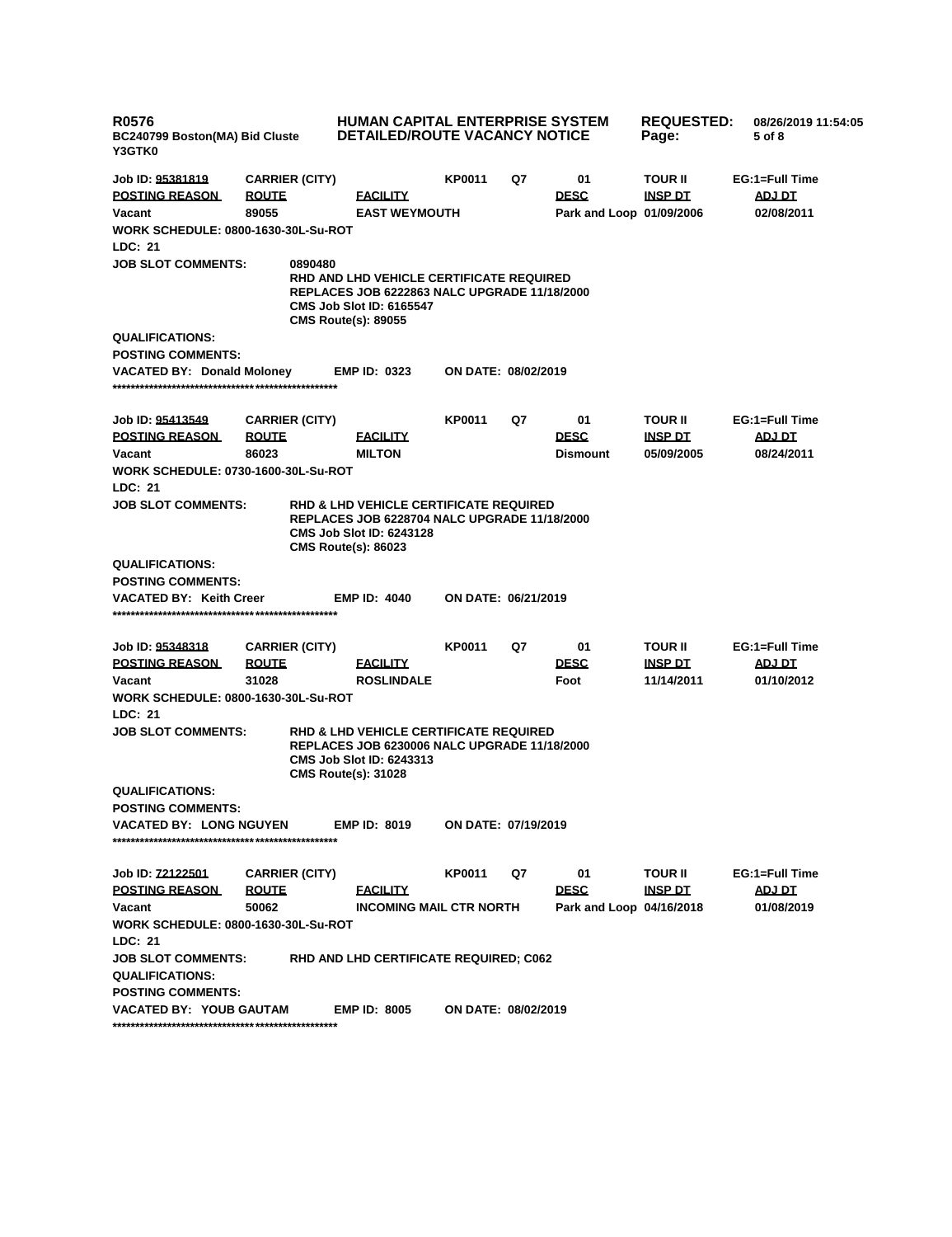**R0576**
**BC240799 Boston(MA) Bid Cluste**
**Y3GTK0**

**HUMAN CAPITAL ENTERPRISE SYSTEM**
**DETAILED/ROUTE VACANCY NOTICE**

**REQUESTED:** 08/26/2019 11:54:05

| Job ID: 95381819 | CARRIER (CITY) | | KP0011 | Q7 | 01 | TOUR II | EG:1=Full Time |
|---|---|---|---|---|---|---|---|
| **POSTING REASON** | **ROUTE** | **FACILITY** | | | **DESC** | **INSP DT** | **ADJ DT** |
| Vacant | 89055 | EAST WEYMOUTH | | | Park and Loop | 01/09/2006 | 02/08/2011 |

**WORK SCHEDULE:** 0800-1630-30L-Su-ROT
**LDC:** 21
**JOB SLOT COMMENTS:** 0890480
RHD AND LHD VEHICLE CERTIFICATE REQUIRED
REPLACES JOB 6222863 NALC UPGRADE 11/18/2000
CMS Job Slot ID: 6165547
CMS Route(s): 89055
**QUALIFICATIONS:**
**POSTING COMMENTS:**
**VACATED BY:** Donald Moloney **EMP ID:** 0323 **ON DATE:** 08/02/2019

*************************************************

| Job ID: 95413549 | CARRIER (CITY) | | KP0011 | Q7 | 01 | TOUR II | EG:1=Full Time |
|---|---|---|---|---|---|---|---|
| **POSTING REASON** | **ROUTE** | **FACILITY** | | | **DESC** | **INSP DT** | **ADJ DT** |
| Vacant | 86023 | MILTON | | | Dismount | 05/09/2005 | 08/24/2011 |

**WORK SCHEDULE:** 0730-1600-30L-Su-ROT
**LDC:** 21
**JOB SLOT COMMENTS:** RHD & LHD VEHICLE CERTIFICATE REQUIRED
REPLACES JOB 6228704 NALC UPGRADE 11/18/2000
CMS Job Slot ID: 6243128
CMS Route(s): 86023
**QUALIFICATIONS:**
**POSTING COMMENTS:**
**VACATED BY:** Keith Creer **EMP ID:** 4040 **ON DATE:** 06/21/2019

*************************************************

| Job ID: 95348318 | CARRIER (CITY) | | KP0011 | Q7 | 01 | TOUR II | EG:1=Full Time |
|---|---|---|---|---|---|---|---|
| **POSTING REASON** | **ROUTE** | **FACILITY** | | | **DESC** | **INSP DT** | **ADJ DT** |
| Vacant | 31028 | ROSLINDALE | | | Foot | 11/14/2011 | 01/10/2012 |

**WORK SCHEDULE:** 0800-1630-30L-Su-ROT
**LDC:** 21
**JOB SLOT COMMENTS:** RHD & LHD VEHICLE CERTIFICATE REQUIRED
REPLACES JOB 6230006 NALC UPGRADE 11/18/2000
CMS Job Slot ID: 6243313
CMS Route(s): 31028
**QUALIFICATIONS:**
**POSTING COMMENTS:**
**VACATED BY:** LONG NGUYEN **EMP ID:** 8019 **ON DATE:** 07/19/2019

*************************************************

| Job ID: 72122501 | CARRIER (CITY) | | KP0011 | Q7 | 01 | TOUR II | EG:1=Full Time |
|---|---|---|---|---|---|---|---|
| **POSTING REASON** | **ROUTE** | **FACILITY** | | | **DESC** | **INSP DT** | **ADJ DT** |
| Vacant | 50062 | INCOMING MAIL CTR NORTH | | | Park and Loop | 04/16/2018 | 01/08/2019 |

**WORK SCHEDULE:** 0800-1630-30L-Su-ROT
**LDC:** 21
**JOB SLOT COMMENTS:** RHD AND LHD CERTIFICATE REQUIRED; C062
**QUALIFICATIONS:**
**POSTING COMMENTS:**
**VACATED BY:** YOUB GAUTAM **EMP ID:** 8005 **ON DATE:** 08/02/2019

*************************************************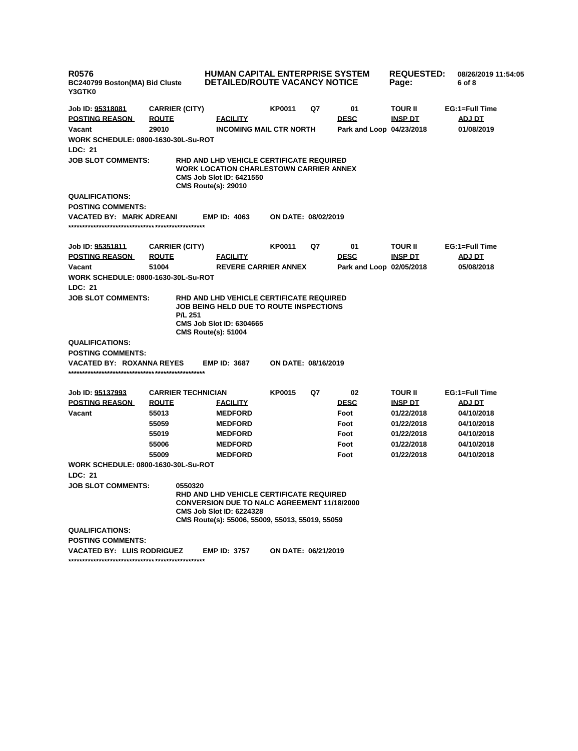**R0576** — **HUMAN CAPITAL ENTERPRISE SYSTEM** — **REQUESTED:** 08/26/2019 11:54:05

**BC240799 Boston(MA) Bid Cluste** — **DETAILED/ROUTE VACANCY NOTICE**

**Y3GTK0**

| Job ID: 95318081 | CARRIER (CITY) | | KP0011 | Q7 | 01 | TOUR II | EG:1=Full Time |
|---|---|---|---|---|---|---|---|
| **POSTING REASON** | **ROUTE** | **FACILITY** | | | **DESC** | **INSP DT** | **ADJ DT** |
| Vacant | 29010 | INCOMING MAIL CTR NORTH | | | Park and Loop | 04/23/2018 | 01/08/2019 |

**WORK SCHEDULE: 0800-1630-30L-Su-ROT**

**LDC: 21**

**JOB SLOT COMMENTS:**
RHD AND LHD VEHICLE CERTIFICATE REQUIRED
WORK LOCATION CHARLESTOWN CARRIER ANNEX
CMS Job Slot ID: 6421550
CMS Route(s): 29010

**QUALIFICATIONS:**

**POSTING COMMENTS:**

**VACATED BY: MARK ADREANI** — **EMP ID: 4063** — **ON DATE: 08/02/2019**

**************************************************

| Job ID: 95351811 | CARRIER (CITY) | | KP0011 | Q7 | 01 | TOUR II | EG:1=Full Time |
|---|---|---|---|---|---|---|---|
| **POSTING REASON** | **ROUTE** | **FACILITY** | | | **DESC** | **INSP DT** | **ADJ DT** |
| Vacant | 51004 | REVERE CARRIER ANNEX | | | Park and Loop | 02/05/2018 | 05/08/2018 |

**WORK SCHEDULE: 0800-1630-30L-Su-ROT**

**LDC: 21**

**JOB SLOT COMMENTS:**
RHD AND LHD VEHICLE CERTIFICATE REQUIRED
JOB BEING HELD DUE TO ROUTE INSPECTIONS
P/L 251
CMS Job Slot ID: 6304665
CMS Route(s): 51004

**QUALIFICATIONS:**

**POSTING COMMENTS:**

**VACATED BY: ROXANNA REYES** — **EMP ID: 3687** — **ON DATE: 08/16/2019**

**************************************************

| Job ID: 95137993 | CARRIER TECHNICIAN | | KP0015 | Q7 | 02 | TOUR II | EG:1=Full Time |
|---|---|---|---|---|---|---|---|
| **POSTING REASON** | **ROUTE** | **FACILITY** | | | **DESC** | **INSP DT** | **ADJ DT** |
| Vacant | 55013 | MEDFORD | | | Foot | 01/22/2018 | 04/10/2018 |
| | 55059 | MEDFORD | | | Foot | 01/22/2018 | 04/10/2018 |
| | 55019 | MEDFORD | | | Foot | 01/22/2018 | 04/10/2018 |
| | 55006 | MEDFORD | | | Foot | 01/22/2018 | 04/10/2018 |
| | 55009 | MEDFORD | | | Foot | 01/22/2018 | 04/10/2018 |

**WORK SCHEDULE: 0800-1630-30L-Su-ROT**

**LDC: 21**

**JOB SLOT COMMENTS:**
0550320
RHD AND LHD VEHICLE CERTIFICATE REQUIRED
CONVERSION DUE TO NALC AGREEMENT 11/18/2000
CMS Job Slot ID: 6224328
CMS Route(s): 55006, 55009, 55013, 55019, 55059

**QUALIFICATIONS:**

**POSTING COMMENTS:**

**VACATED BY: LUIS RODRIGUEZ** — **EMP ID: 3757** — **ON DATE: 06/21/2019**

**************************************************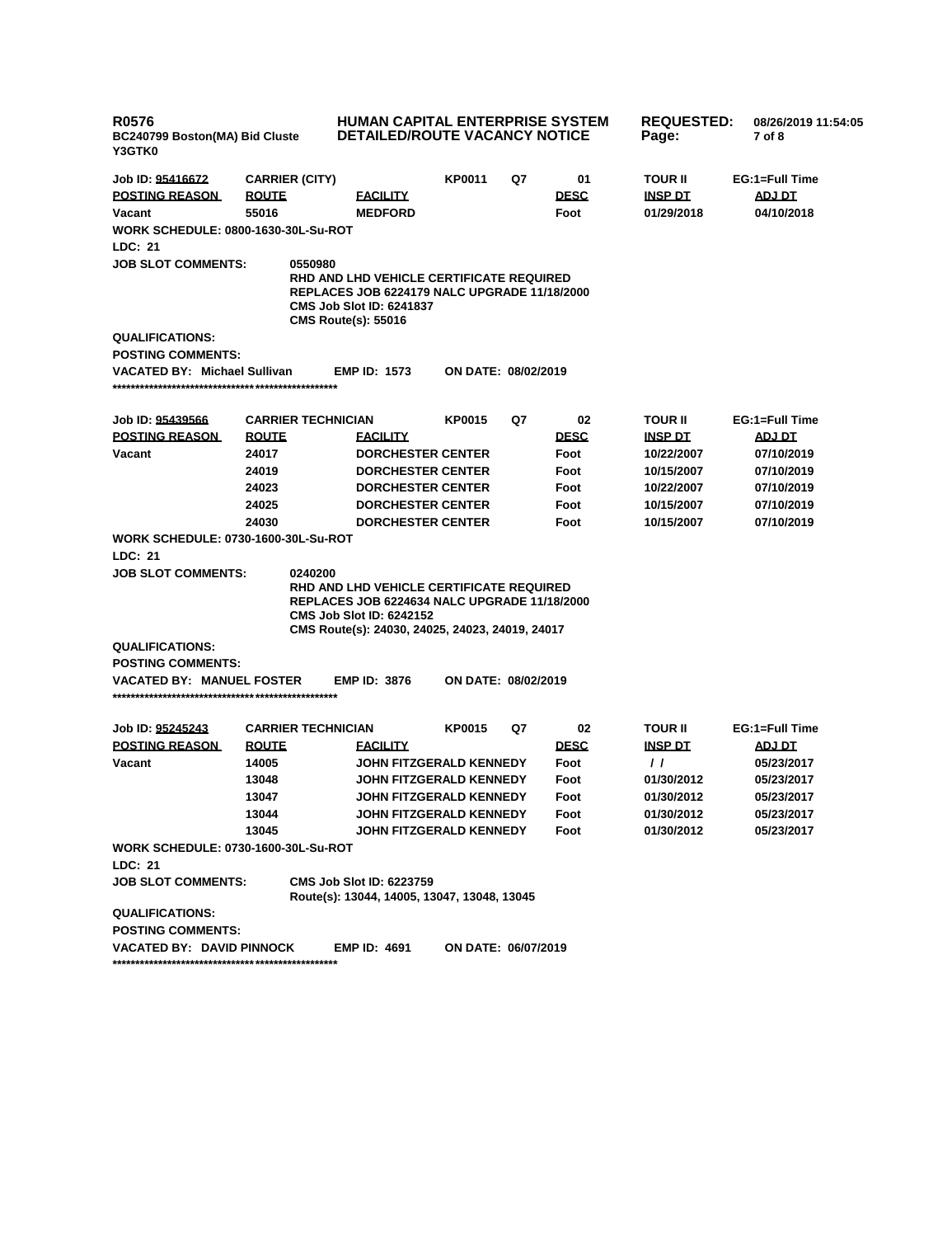Job ID: 95416672 | CARRIER (CITY) | KP0011 | Q7 | 01 | TOUR II | EG:1=Full Time

| POSTING REASON | ROUTE | FACILITY | DESC | INSP DT | ADJ DT |
|---|---|---|---|---|---|
| Vacant | 55016 | MEDFORD | Foot | 01/29/2018 | 04/10/2018 |

**WORK SCHEDULE:** 0800-1630-30L-Su-ROT

**LDC:** 21

**JOB SLOT COMMENTS:**
0550980
RHD AND LHD VEHICLE CERTIFICATE REQUIRED
REPLACES JOB 6224179 NALC UPGRADE 11/18/2000
CMS Job Slot ID: 6241837
CMS Route(s): 55016

**QUALIFICATIONS:**

**POSTING COMMENTS:**

**VACATED BY:** Michael Sullivan | **EMP ID:** 1573 | **ON DATE:** 08/02/2019

*************************************************

Job ID: 95439566 | CARRIER TECHNICIAN | KP0015 | Q7 | 02 | TOUR II | EG:1=Full Time

| POSTING REASON | ROUTE | FACILITY | DESC | INSP DT | ADJ DT |
|---|---|---|---|---|---|
| Vacant | 24017 | DORCHESTER CENTER | Foot | 10/22/2007 | 07/10/2019 |
| | 24019 | DORCHESTER CENTER | Foot | 10/15/2007 | 07/10/2019 |
| | 24023 | DORCHESTER CENTER | Foot | 10/22/2007 | 07/10/2019 |
| | 24025 | DORCHESTER CENTER | Foot | 10/15/2007 | 07/10/2019 |
| | 24030 | DORCHESTER CENTER | Foot | 10/15/2007 | 07/10/2019 |

**WORK SCHEDULE:** 0730-1600-30L-Su-ROT

**LDC:** 21

**JOB SLOT COMMENTS:**
0240200
RHD AND LHD VEHICLE CERTIFICATE REQUIRED
REPLACES JOB 6224634 NALC UPGRADE 11/18/2000
CMS Job Slot ID: 6242152
CMS Route(s): 24030, 24025, 24023, 24019, 24017

**QUALIFICATIONS:**

**POSTING COMMENTS:**

**VACATED BY:** MANUEL FOSTER | **EMP ID:** 3876 | **ON DATE:** 08/02/2019

*************************************************

Job ID: 95245243 | CARRIER TECHNICIAN | KP0015 | Q7 | 02 | TOUR II | EG:1=Full Time

| POSTING REASON | ROUTE | FACILITY | DESC | INSP DT | ADJ DT |
|---|---|---|---|---|---|
| Vacant | 14005 | JOHN FITZGERALD KENNEDY | Foot | / / | 05/23/2017 |
| | 13048 | JOHN FITZGERALD KENNEDY | Foot | 01/30/2012 | 05/23/2017 |
| | 13047 | JOHN FITZGERALD KENNEDY | Foot | 01/30/2012 | 05/23/2017 |
| | 13044 | JOHN FITZGERALD KENNEDY | Foot | 01/30/2012 | 05/23/2017 |
| | 13045 | JOHN FITZGERALD KENNEDY | Foot | 01/30/2012 | 05/23/2017 |

**WORK SCHEDULE:** 0730-1600-30L-Su-ROT

**LDC:** 21

**JOB SLOT COMMENTS:**
CMS Job Slot ID: 6223759
Route(s): 13044, 14005, 13047, 13048, 13045

**QUALIFICATIONS:**

**POSTING COMMENTS:**

**VACATED BY:** DAVID PINNOCK | **EMP ID:** 4691 | **ON DATE:** 06/07/2019

*************************************************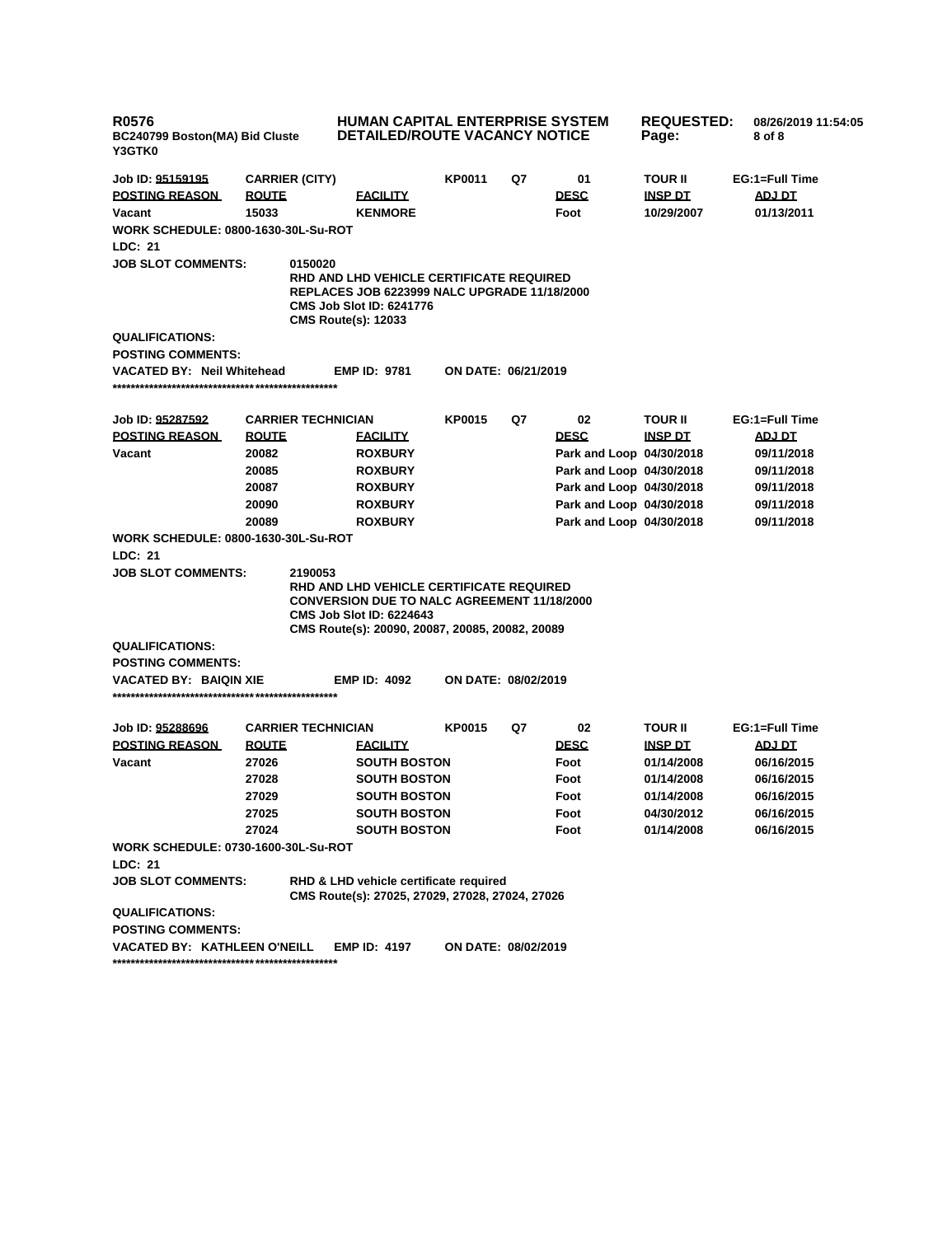**R0576**
**BC240799 Boston(MA) Bid Cluste**
**Y3GTK0**

**HUMAN CAPITAL ENTERPRISE SYSTEM**
**DETAILED/ROUTE VACANCY NOTICE**

**REQUESTED:** 08/26/2019 11:54:05
**Page:** 8 of 8

| Job ID: 95159195 | CARRIER (CITY) | | KP0011 | Q7 | 01 | TOUR II | EG:1=Full Time |
|---|---|---|---|---|---|---|---|
| **POSTING REASON** | **ROUTE** | **FACILITY** | | | **DESC** | **INSP DT** | **ADJ DT** |
| Vacant | 15033 | KENMORE | | | Foot | 10/29/2007 | 01/13/2011 |

**WORK SCHEDULE: 0800-1630-30L-Su-ROT**

**LDC: 21**

**JOB SLOT COMMENTS:** 0150020
RHD AND LHD VEHICLE CERTIFICATE REQUIRED
REPLACES JOB 6223999 NALC UPGRADE 11/18/2000
CMS Job Slot ID: 6241776
CMS Route(s): 12033

**QUALIFICATIONS:**

**POSTING COMMENTS:**

**VACATED BY:** Neil Whitehead **EMP ID:** 9781 **ON DATE:** 06/21/2019

***************************************************

| Job ID: 95287592 | CARRIER TECHNICIAN | | KP0015 | Q7 | 02 | TOUR II | EG:1=Full Time |
|---|---|---|---|---|---|---|---|
| **POSTING REASON** | **ROUTE** | **FACILITY** | | | **DESC** | **INSP DT** | **ADJ DT** |
| Vacant | 20082 | ROXBURY | | | Park and Loop | 04/30/2018 | 09/11/2018 |
| | 20085 | ROXBURY | | | Park and Loop | 04/30/2018 | 09/11/2018 |
| | 20087 | ROXBURY | | | Park and Loop | 04/30/2018 | 09/11/2018 |
| | 20090 | ROXBURY | | | Park and Loop | 04/30/2018 | 09/11/2018 |
| | 20089 | ROXBURY | | | Park and Loop | 04/30/2018 | 09/11/2018 |

**WORK SCHEDULE: 0800-1630-30L-Su-ROT**

**LDC: 21**

**JOB SLOT COMMENTS:** 2190053
RHD AND LHD VEHICLE CERTIFICATE REQUIRED
CONVERSION DUE TO NALC AGREEMENT 11/18/2000
CMS Job Slot ID: 6224643
CMS Route(s): 20090, 20087, 20085, 20082, 20089

**QUALIFICATIONS:**

**POSTING COMMENTS:**

**VACATED BY:** BAIQIN XIE **EMP ID:** 4092 **ON DATE:** 08/02/2019

***************************************************

| Job ID: 95288696 | CARRIER TECHNICIAN | | KP0015 | Q7 | 02 | TOUR II | EG:1=Full Time |
|---|---|---|---|---|---|---|---|
| **POSTING REASON** | **ROUTE** | **FACILITY** | | | **DESC** | **INSP DT** | **ADJ DT** |
| Vacant | 27026 | SOUTH BOSTON | | | Foot | 01/14/2008 | 06/16/2015 |
| | 27028 | SOUTH BOSTON | | | Foot | 01/14/2008 | 06/16/2015 |
| | 27029 | SOUTH BOSTON | | | Foot | 01/14/2008 | 06/16/2015 |
| | 27025 | SOUTH BOSTON | | | Foot | 04/30/2012 | 06/16/2015 |
| | 27024 | SOUTH BOSTON | | | Foot | 01/14/2008 | 06/16/2015 |

**WORK SCHEDULE: 0730-1600-30L-Su-ROT**

**LDC: 21**

**JOB SLOT COMMENTS:** RHD & LHD vehicle certificate required
CMS Route(s): 27025, 27029, 27028, 27024, 27026

**QUALIFICATIONS:**

**POSTING COMMENTS:**

**VACATED BY:** KATHLEEN O'NEILL **EMP ID:** 4197 **ON DATE:** 08/02/2019

***************************************************